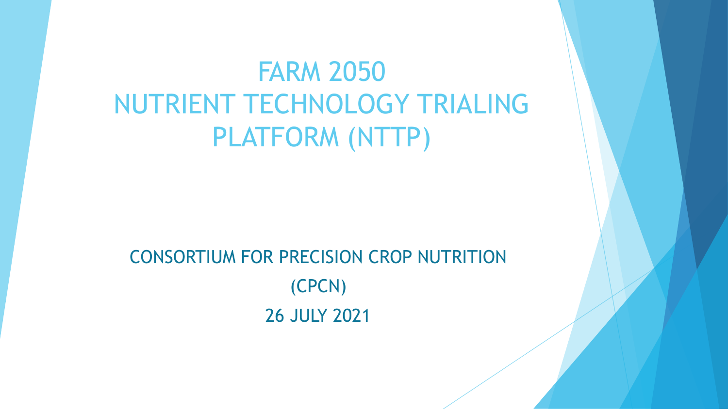# FARM 2050 NUTRIENT TECHNOLOGY TRIALING PLATFORM (NTTP)

CONSORTIUM FOR PRECISION CROP NUTRITION

(CPCN)

26 JULY 2021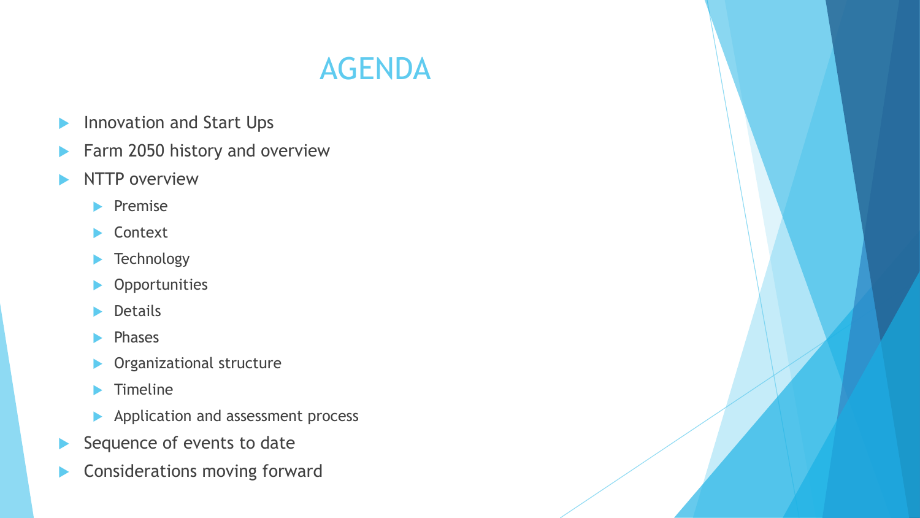# AGENDA

- Innovation and Start Ups
- Farm 2050 history and overview
- NTTP overview
  - Premise
  - Context
  - Technology
  - Opportunities
  - Details
  - Phases
  - Organizational structure
  - Timeline
  - Application and assessment process
- Sequence of events to date
- Considerations moving forward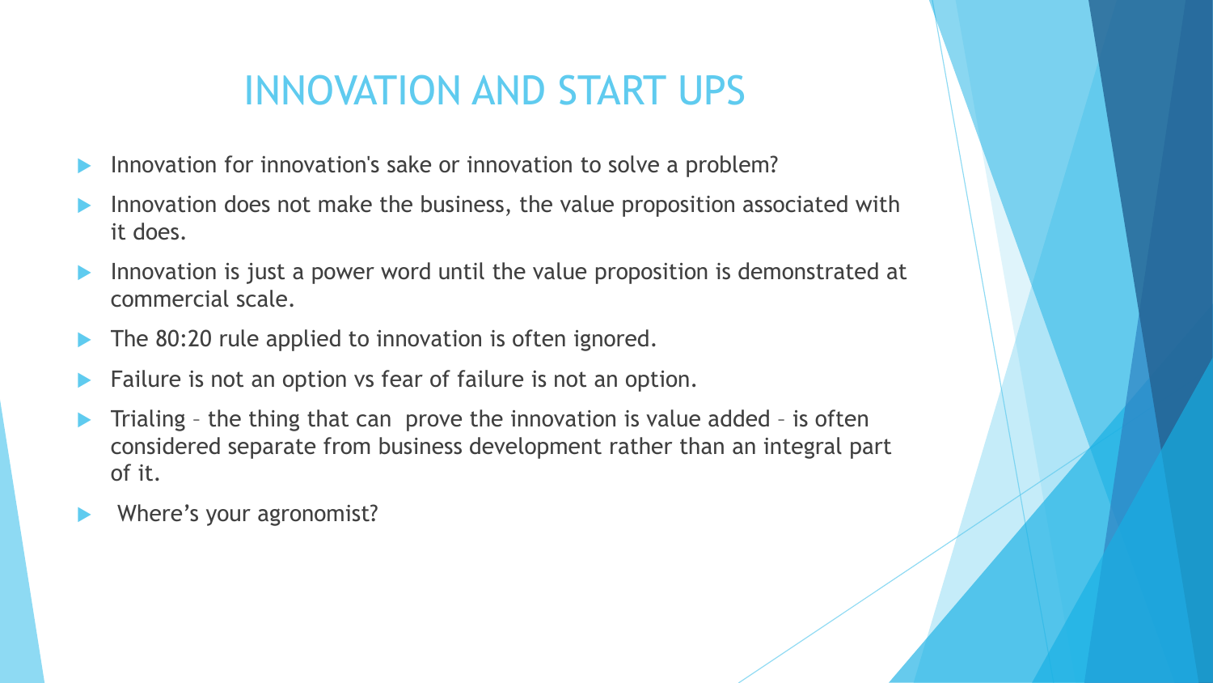# INNOVATION AND START UPS

- Innovation for innovation's sake or innovation to solve a problem?
- Innovation does not make the business, the value proposition associated with it does.
- Innovation is just a power word until the value proposition is demonstrated at commercial scale.
- The 80:20 rule applied to innovation is often ignored.
- Failure is not an option vs fear of failure is not an option.
- Trialing – the thing that can prove the innovation is value added – is often considered separate from business development rather than an integral part of it.
- Where's your agronomist?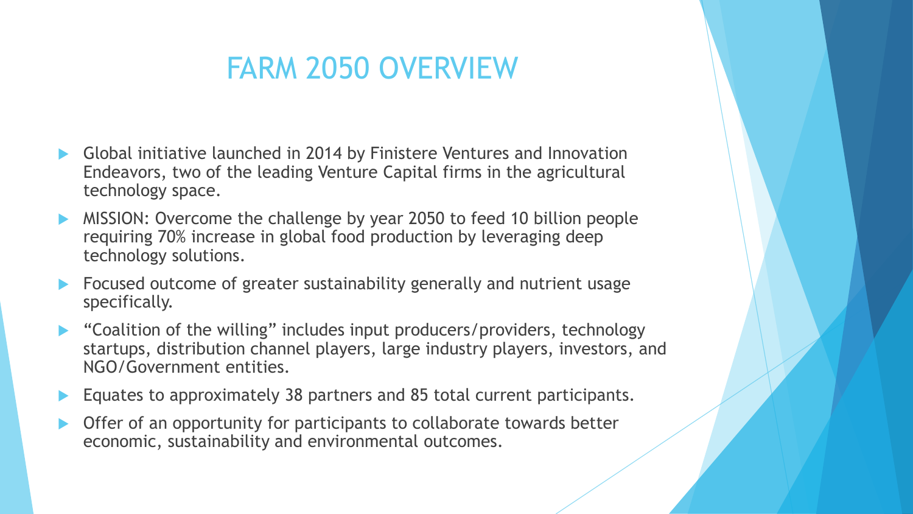# FARM 2050 OVERVIEW

- Global initiative launched in 2014 by Finistere Ventures and Innovation Endeavors, two of the leading Venture Capital firms in the agricultural technology space.
- MISSION: Overcome the challenge by year 2050 to feed 10 billion people requiring 70% increase in global food production by leveraging deep technology solutions.
- Focused outcome of greater sustainability generally and nutrient usage specifically.
- "Coalition of the willing" includes input producers/providers, technology startups, distribution channel players, large industry players, investors, and NGO/Government entities.
- Equates to approximately 38 partners and 85 total current participants.
- Offer of an opportunity for participants to collaborate towards better economic, sustainability and environmental outcomes.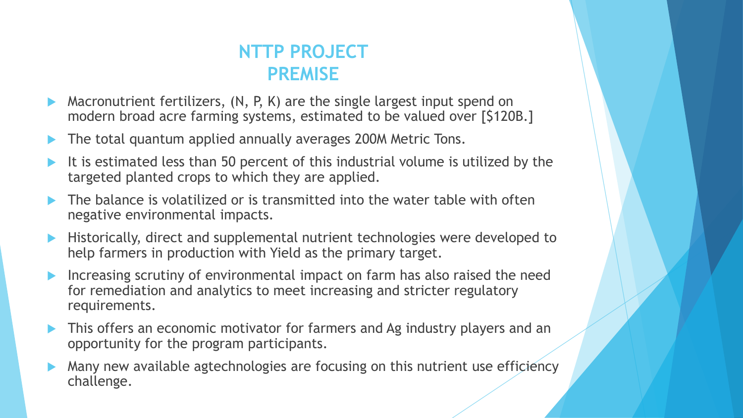# NTTP PROJECT PREMISE

- Macronutrient fertilizers, (N, P, K) are the single largest input spend on modern broad acre farming systems, estimated to be valued over [$120B.]
- The total quantum applied annually averages 200M Metric Tons.
- It is estimated less than 50 percent of this industrial volume is utilized by the targeted planted crops to which they are applied.
- The balance is volatilized or is transmitted into the water table with often negative environmental impacts.
- Historically, direct and supplemental nutrient technologies were developed to help farmers in production with Yield as the primary target.
- Increasing scrutiny of environmental impact on farm has also raised the need for remediation and analytics to meet increasing and stricter regulatory requirements.
- This offers an economic motivator for farmers and Ag industry players and an opportunity for the program participants.
- Many new available agtechnologies are focusing on this nutrient use efficiency challenge.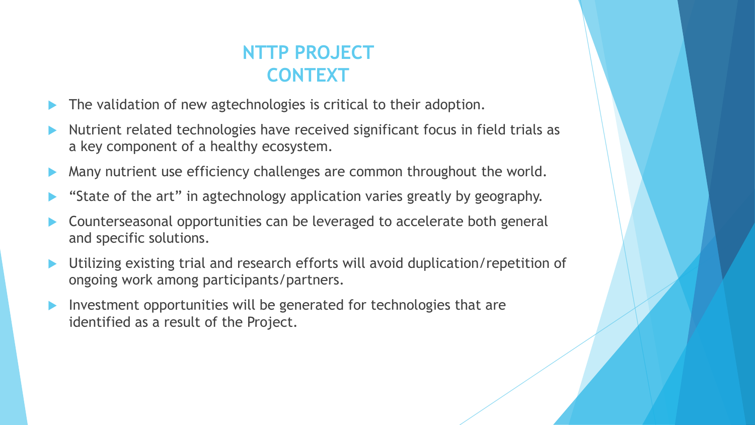# NTTP PROJECT CONTEXT

- The validation of new agtechnologies is critical to their adoption.
- Nutrient related technologies have received significant focus in field trials as a key component of a healthy ecosystem.
- Many nutrient use efficiency challenges are common throughout the world.
- "State of the art" in agtechnology application varies greatly by geography.
- Counterseasonal opportunities can be leveraged to accelerate both general and specific solutions.
- Utilizing existing trial and research efforts will avoid duplication/repetition of ongoing work among participants/partners.
- Investment opportunities will be generated for technologies that are identified as a result of the Project.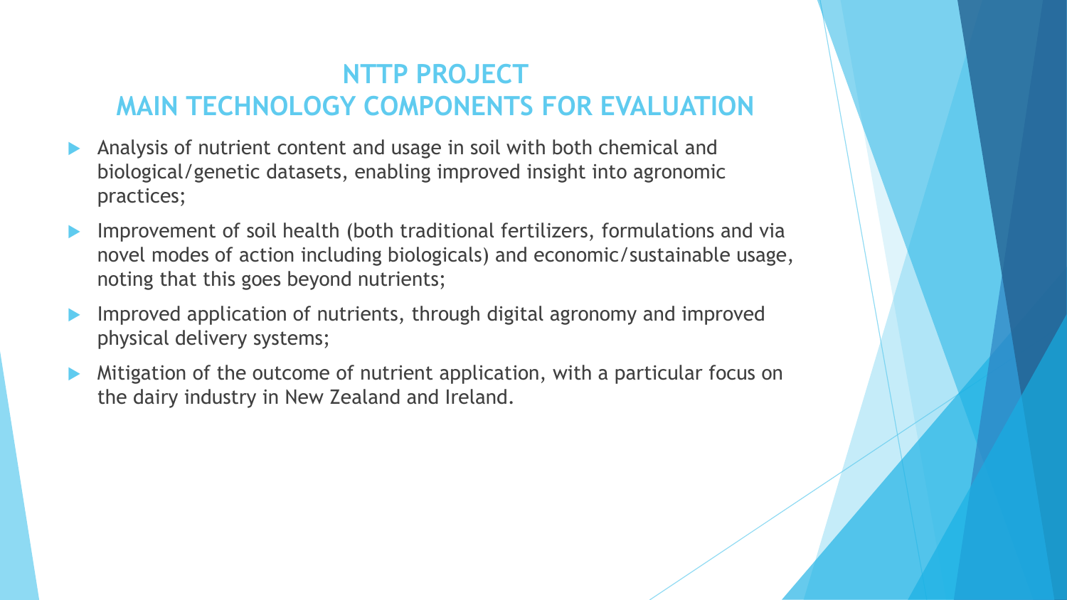# NTTP PROJECT
# MAIN TECHNOLOGY COMPONENTS FOR EVALUATION

- Analysis of nutrient content and usage in soil with both chemical and biological/genetic datasets, enabling improved insight into agronomic practices;
- Improvement of soil health (both traditional fertilizers, formulations and via novel modes of action including biologicals) and economic/sustainable usage, noting that this goes beyond nutrients;
- Improved application of nutrients, through digital agronomy and improved physical delivery systems;
- Mitigation of the outcome of nutrient application, with a particular focus on the dairy industry in New Zealand and Ireland.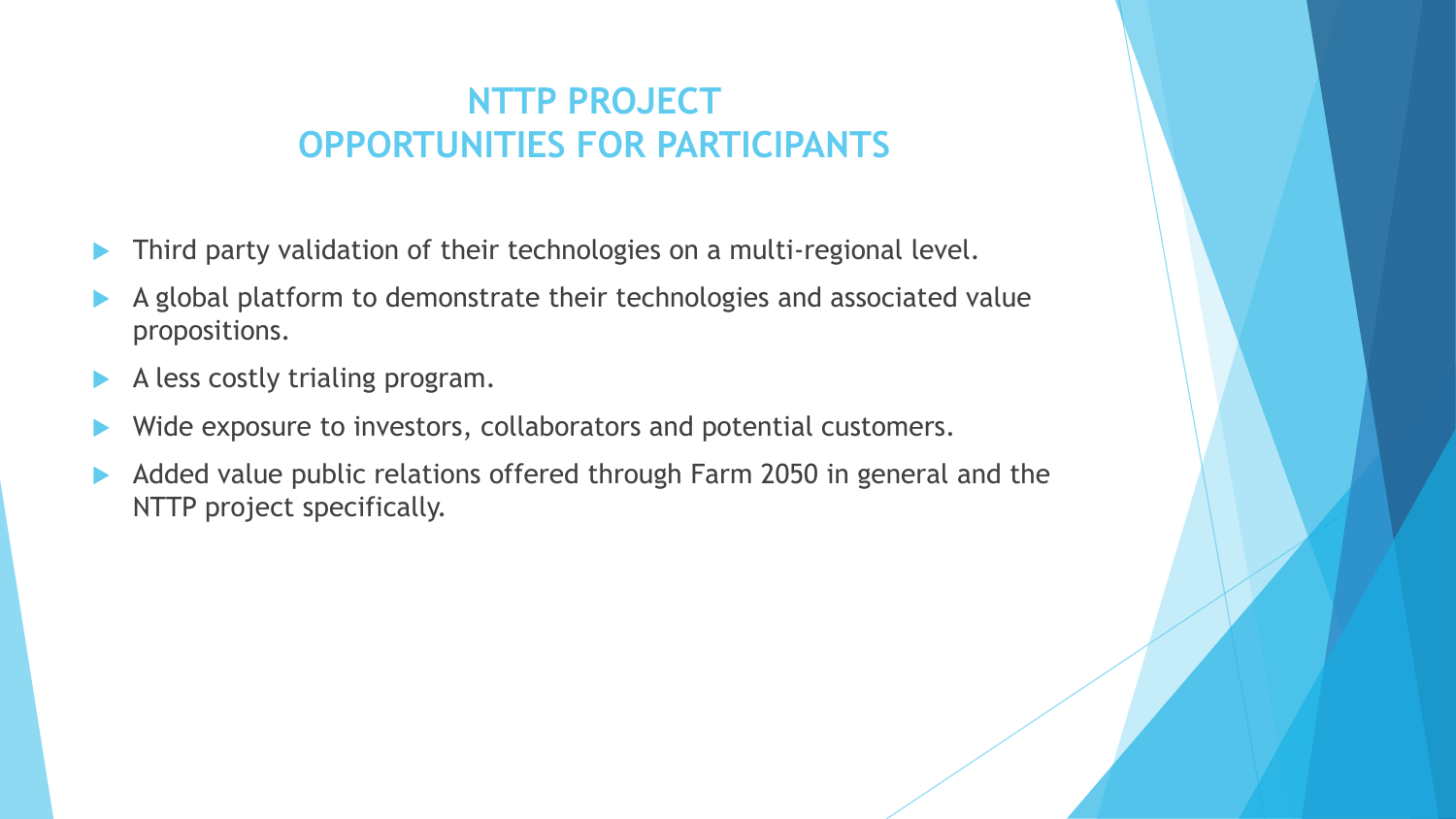# NTTP PROJECT
# OPPORTUNITIES FOR PARTICIPANTS

- Third party validation of their technologies on a multi-regional level.
- A global platform to demonstrate their technologies and associated value propositions.
- A less costly trialing program.
- Wide exposure to investors, collaborators and potential customers.
- Added value public relations offered through Farm 2050 in general and the NTTP project specifically.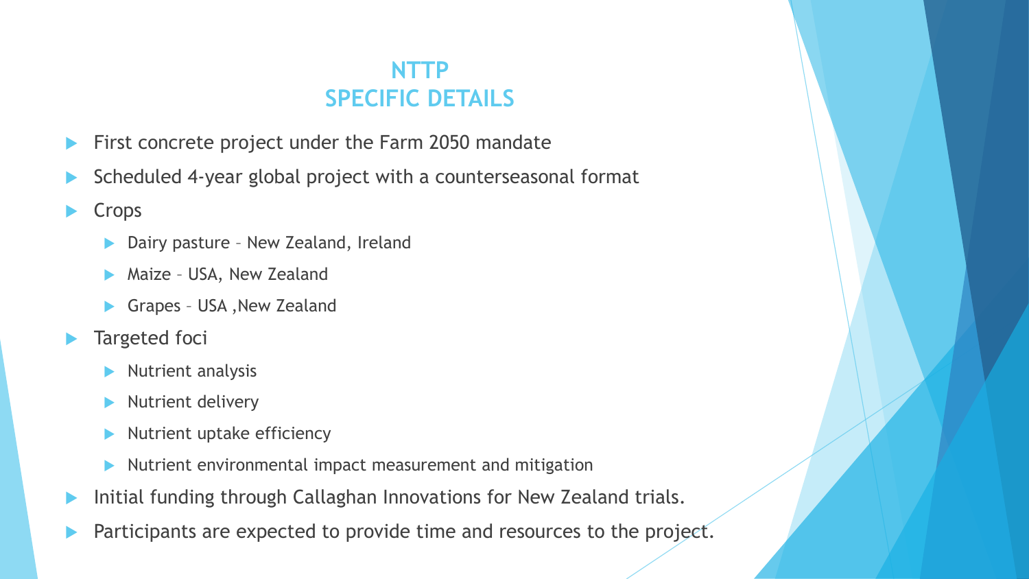# NTTP
# SPECIFIC DETAILS

- First concrete project under the Farm 2050 mandate
- Scheduled 4-year global project with a counterseasonal format
- Crops
  - Dairy pasture – New Zealand, Ireland
  - Maize – USA, New Zealand
  - Grapes – USA ,New Zealand
- Targeted foci
  - Nutrient analysis
  - Nutrient delivery
  - Nutrient uptake efficiency
  - Nutrient environmental impact measurement and mitigation
- Initial funding through Callaghan Innovations for New Zealand trials.
- Participants are expected to provide time and resources to the project.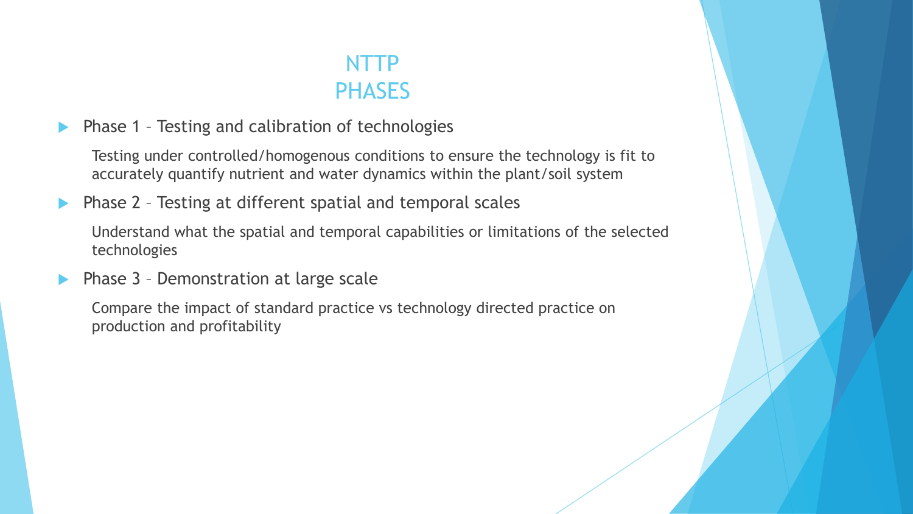# NTTP PHASES

- Phase 1 – Testing and calibration of technologies

  Testing under controlled/homogenous conditions to ensure the technology is fit to accurately quantify nutrient and water dynamics within the plant/soil system

- Phase 2 – Testing at different spatial and temporal scales

  Understand what the spatial and temporal capabilities or limitations of the selected technologies

- Phase 3 – Demonstration at large scale

  Compare the impact of standard practice vs technology directed practice on production and profitability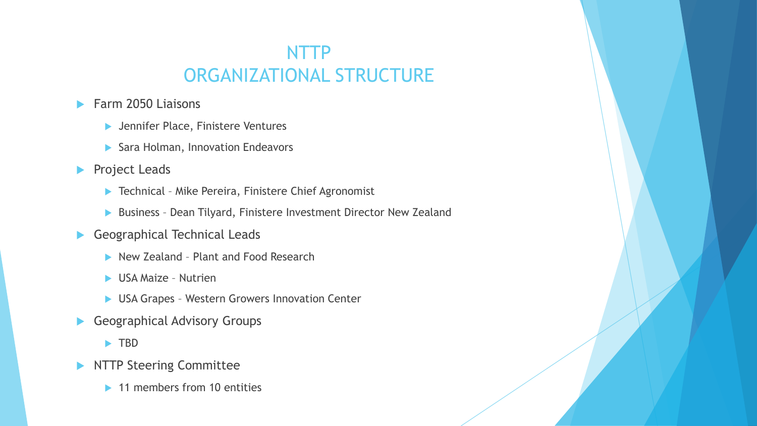# NTTP ORGANIZATIONAL STRUCTURE

- Farm 2050 Liaisons
  - Jennifer Place, Finistere Ventures
  - Sara Holman, Innovation Endeavors
- Project Leads
  - Technical – Mike Pereira, Finistere Chief Agronomist
  - Business – Dean Tilyard, Finistere Investment Director New Zealand
- Geographical Technical Leads
  - New Zealand – Plant and Food Research
  - USA Maize – Nutrien
  - USA Grapes – Western Growers Innovation Center
- Geographical Advisory Groups
  - TBD
- NTTP Steering Committee
  - 11 members from 10 entities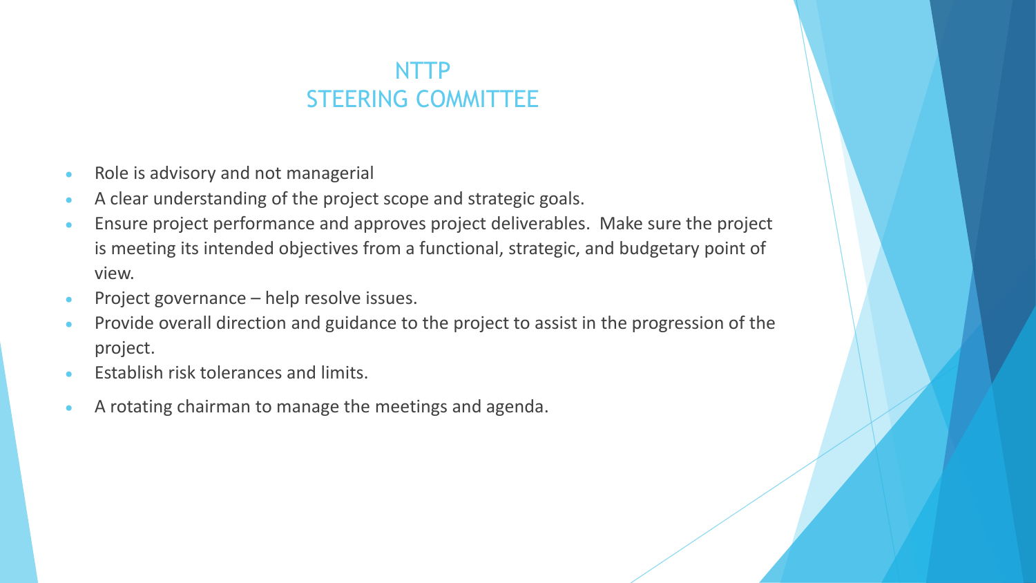# NTTP
# STEERING COMMITTEE

- Role is advisory and not managerial
- A clear understanding of the project scope and strategic goals.
- Ensure project performance and approves project deliverables. Make sure the project is meeting its intended objectives from a functional, strategic, and budgetary point of view.
- Project governance – help resolve issues.
- Provide overall direction and guidance to the project to assist in the progression of the project.
- Establish risk tolerances and limits.
- A rotating chairman to manage the meetings and agenda.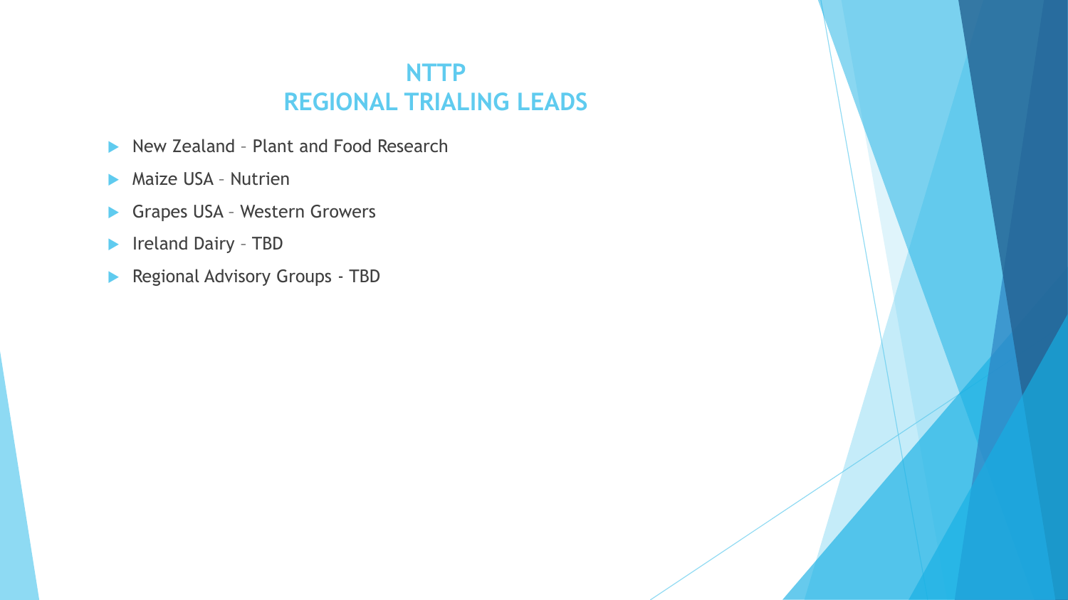# NTTP
# REGIONAL TRIALING LEADS

- New Zealand – Plant and Food Research
- Maize USA – Nutrien
- Grapes USA – Western Growers
- Ireland Dairy – TBD
- Regional Advisory Groups - TBD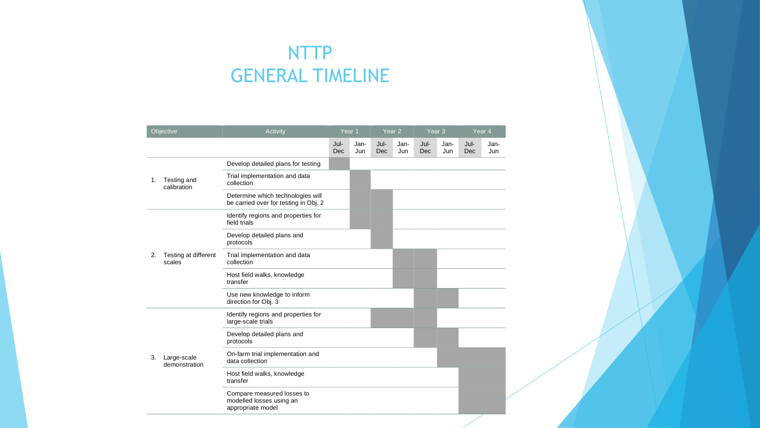# NTTP
# GENERAL TIMELINE

| Objective | Activity | Year 1 | | Year 2 | | Year 3 | | Year 4 | |
|---|---|---|---|---|---|---|---|---|---|
| | | Jul-Dec | Jan-Jun | Jul-Dec | Jan-Jun | Jul-Dec | Jan-Jun | Jul-Dec | Jan-Jun |
| 1. Testing and calibration | Develop detailed plans for testing | ■ | | | | | | | |
| | Trial implementation and data collection | | ■ | | | | | | |
| | Determine which technologies will be carried over for testing in Obj. 2 | | ■ | ■ | | | | | |
| 2. Testing at different scales | Identify regions and properties for field trials | | ■ | ■ | | | | | |
| | Develop detailed plans and protocols | | | ■ | | | | | |
| | Trial implementation and data collection | | | | ■ | ■ | | | |
| | Host field walks, knowledge transfer | | | | ■ | ■ | | | |
| | Use new knowledge to inform direction for Obj. 3 | | | | | ■ | ■ | | |
| 3. Large-scale demonstration | Identify regions and properties for large-scale trials | | | ■ | ■ | ■ | | | |
| | Develop detailed plans and protocols | | | | | ■ | ■ | | |
| | On-farm trial implementation and data collection | | | | | | ■ | ■ | ■ |
| | Host field walks, knowledge transfer | | | | | | | ■ | ■ |
| | Compare measured losses to modelled losses using an appropriate model | | | | | | | ■ | ■ |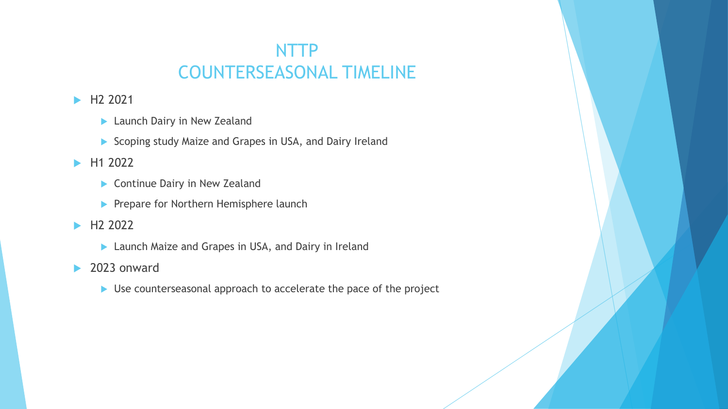# NTTP
# COUNTERSEASONAL TIMELINE

- H2 2021
  - Launch Dairy in New Zealand
  - Scoping study Maize and Grapes in USA, and Dairy Ireland
- H1 2022
  - Continue Dairy in New Zealand
  - Prepare for Northern Hemisphere launch
- H2 2022
  - Launch Maize and Grapes in USA, and Dairy in Ireland
- 2023 onward
  - Use counterseasonal approach to accelerate the pace of the project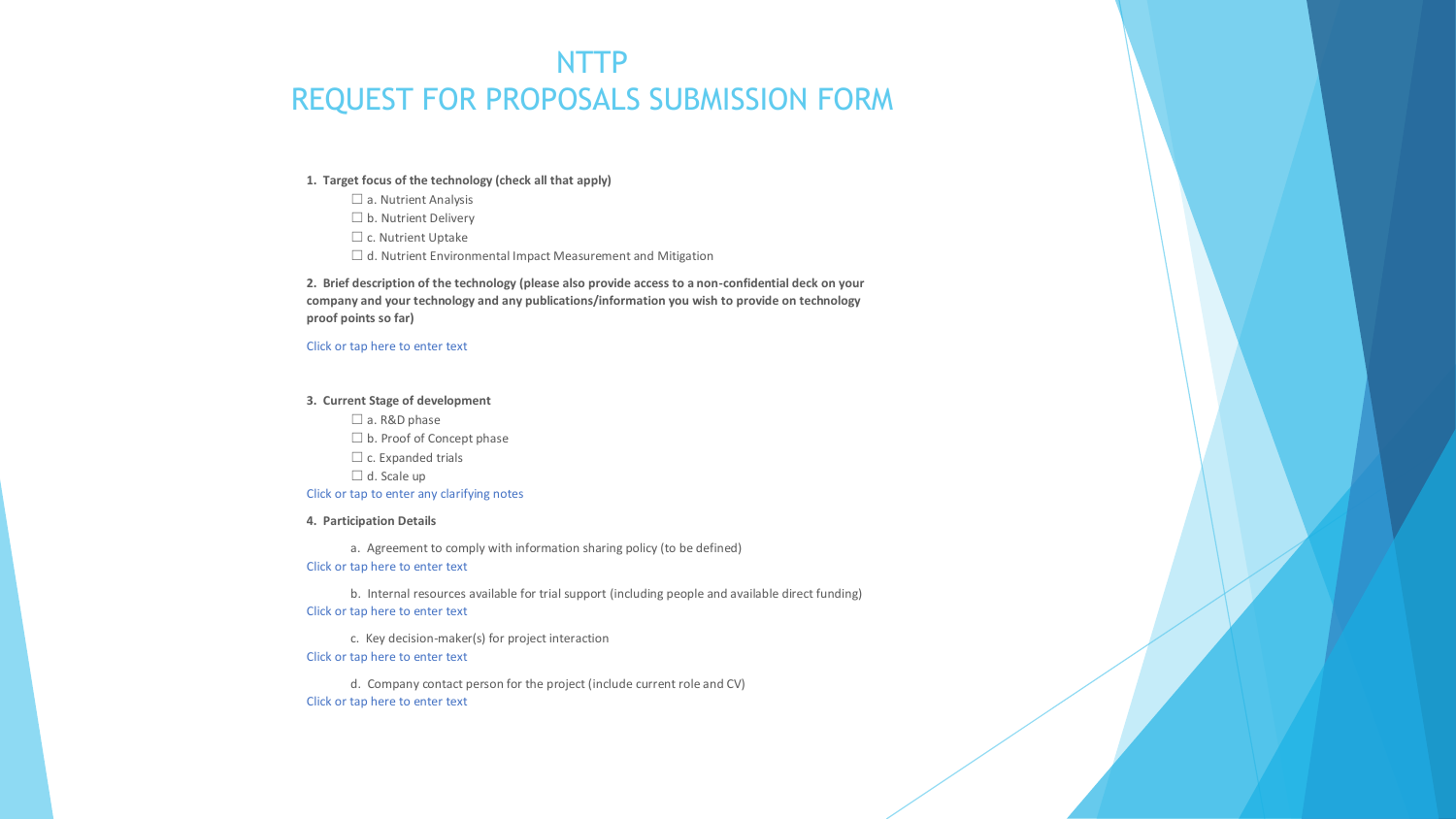# NTTP
# REQUEST FOR PROPOSALS SUBMISSION FORM

**1. Target focus of the technology (check all that apply)**

- ☐ a. Nutrient Analysis
- ☐ b. Nutrient Delivery
- ☐ c. Nutrient Uptake
- ☐ d. Nutrient Environmental Impact Measurement and Mitigation

**2. Brief description of the technology (please also provide access to a non-confidential deck on your company and your technology and any publications/information you wish to provide on technology proof points so far)**

Click or tap here to enter text

**3. Current Stage of development**

- ☐ a. R&D phase
- ☐ b. Proof of Concept phase
- ☐ c. Expanded trials
- ☐ d. Scale up

Click or tap to enter any clarifying notes

**4. Participation Details**

a. Agreement to comply with information sharing policy (to be defined)

Click or tap here to enter text

b. Internal resources available for trial support (including people and available direct funding)

Click or tap here to enter text

c. Key decision-maker(s) for project interaction

Click or tap here to enter text

d. Company contact person for the project (include current role and CV)

Click or tap here to enter text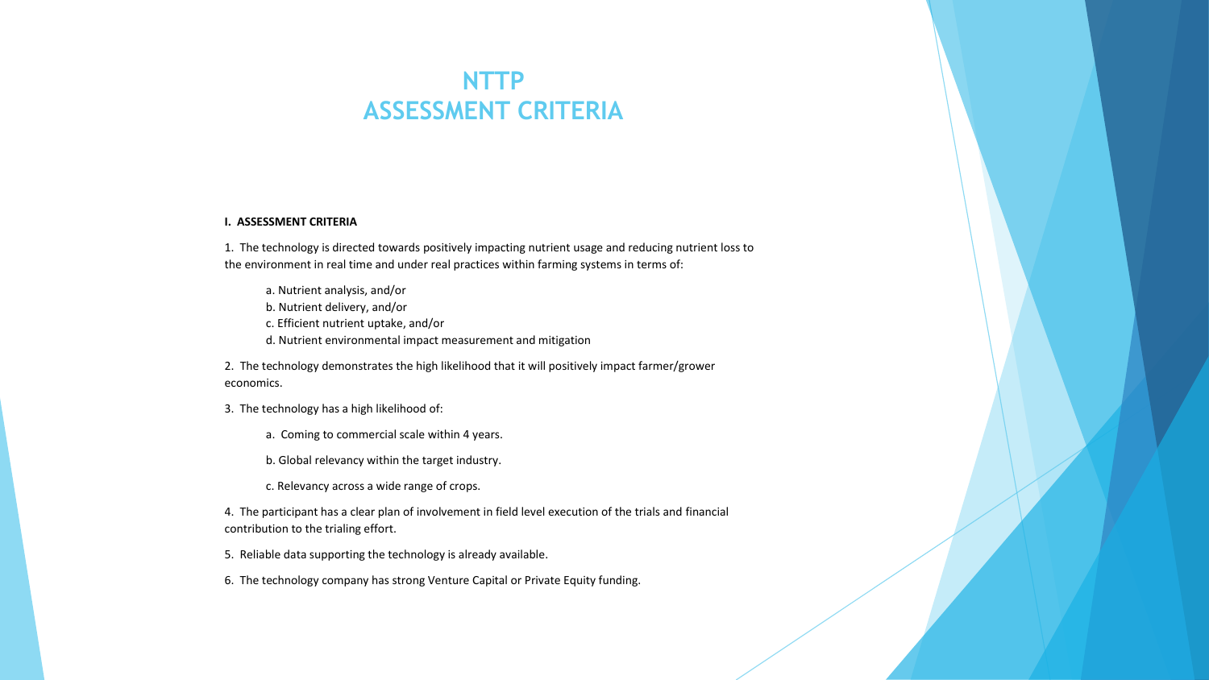# NTTP ASSESSMENT CRITERIA

**I. ASSESSMENT CRITERIA**

1. The technology is directed towards positively impacting nutrient usage and reducing nutrient loss to the environment in real time and under real practices within farming systems in terms of:

   a. Nutrient analysis, and/or
   b. Nutrient delivery, and/or
   c. Efficient nutrient uptake, and/or
   d. Nutrient environmental impact measurement and mitigation

2. The technology demonstrates the high likelihood that it will positively impact farmer/grower economics.

3. The technology has a high likelihood of:

   a. Coming to commercial scale within 4 years.

   b. Global relevancy within the target industry.

   c. Relevancy across a wide range of crops.

4. The participant has a clear plan of involvement in field level execution of the trials and financial contribution to the trialing effort.

5. Reliable data supporting the technology is already available.

6. The technology company has strong Venture Capital or Private Equity funding.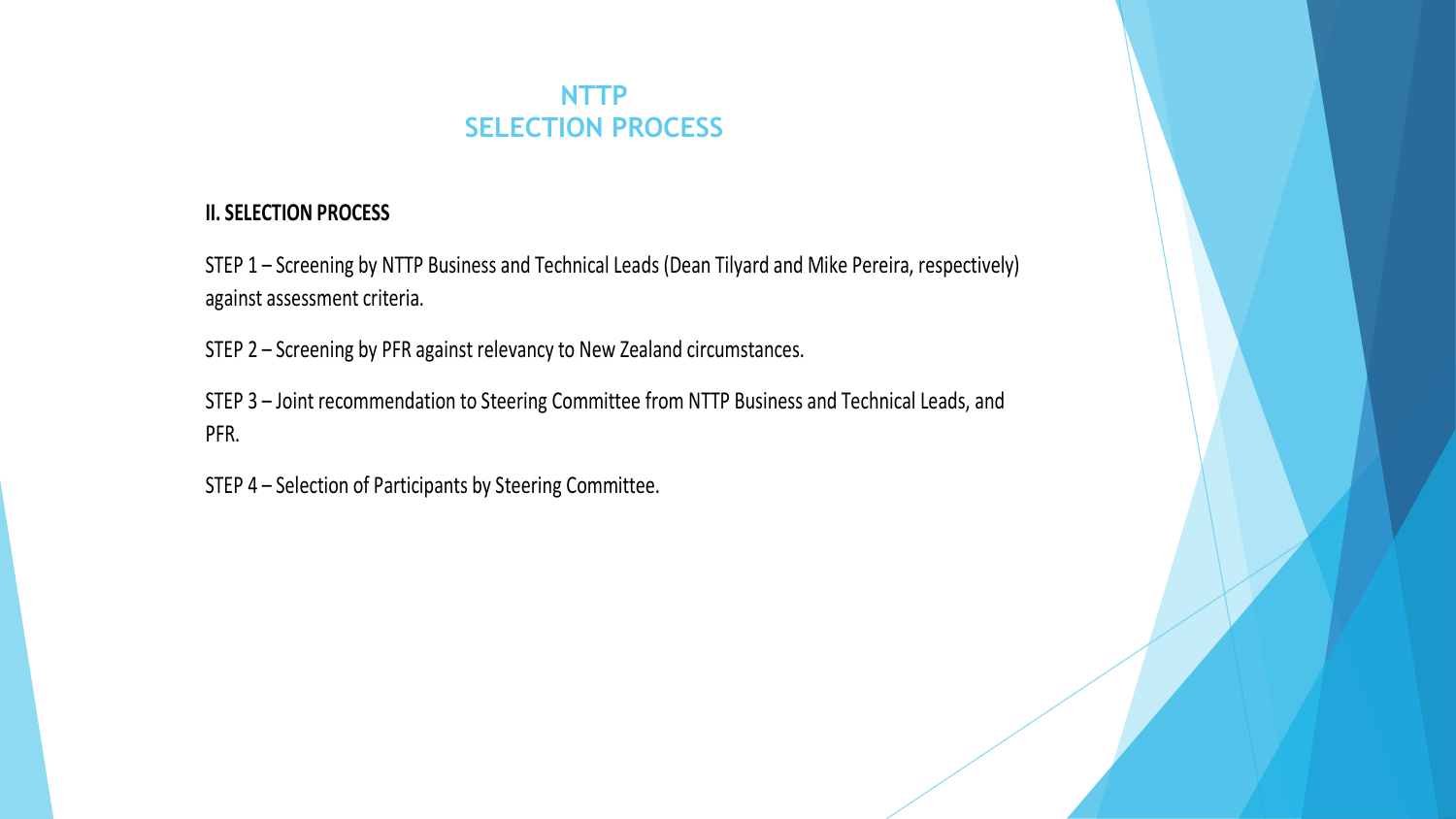# NTTP
# SELECTION PROCESS

**II. SELECTION PROCESS**

STEP 1 – Screening by NTTP Business and Technical Leads (Dean Tilyard and Mike Pereira, respectively) against assessment criteria.

STEP 2 – Screening by PFR against relevancy to New Zealand circumstances.

STEP 3 – Joint recommendation to Steering Committee from NTTP Business and Technical Leads, and PFR.

STEP 4 – Selection of Participants by Steering Committee.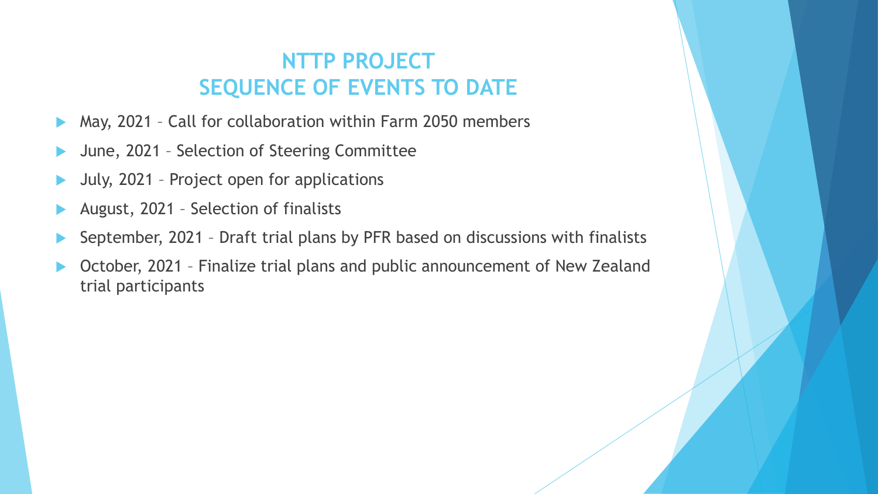## NTTP PROJECT
## SEQUENCE OF EVENTS TO DATE

- May, 2021 – Call for collaboration within Farm 2050 members
- June, 2021 – Selection of Steering Committee
- July, 2021 – Project open for applications
- August, 2021 – Selection of finalists
- September, 2021 – Draft trial plans by PFR based on discussions with finalists
- October, 2021 – Finalize trial plans and public announcement of New Zealand trial participants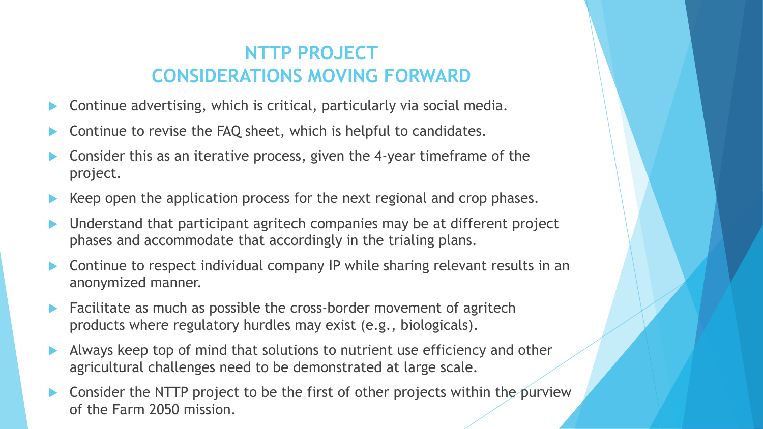# NTTP PROJECT
# CONSIDERATIONS MOVING FORWARD

- Continue advertising, which is critical, particularly via social media.
- Continue to revise the FAQ sheet, which is helpful to candidates.
- Consider this as an iterative process, given the 4-year timeframe of the project.
- Keep open the application process for the next regional and crop phases.
- Understand that participant agritech companies may be at different project phases and accommodate that accordingly in the trialing plans.
- Continue to respect individual company IP while sharing relevant results in an anonymized manner.
- Facilitate as much as possible the cross-border movement of agritech products where regulatory hurdles may exist (e.g., biologicals).
- Always keep top of mind that solutions to nutrient use efficiency and other agricultural challenges need to be demonstrated at large scale.
- Consider the NTTP project to be the first of other projects within the purview of the Farm 2050 mission.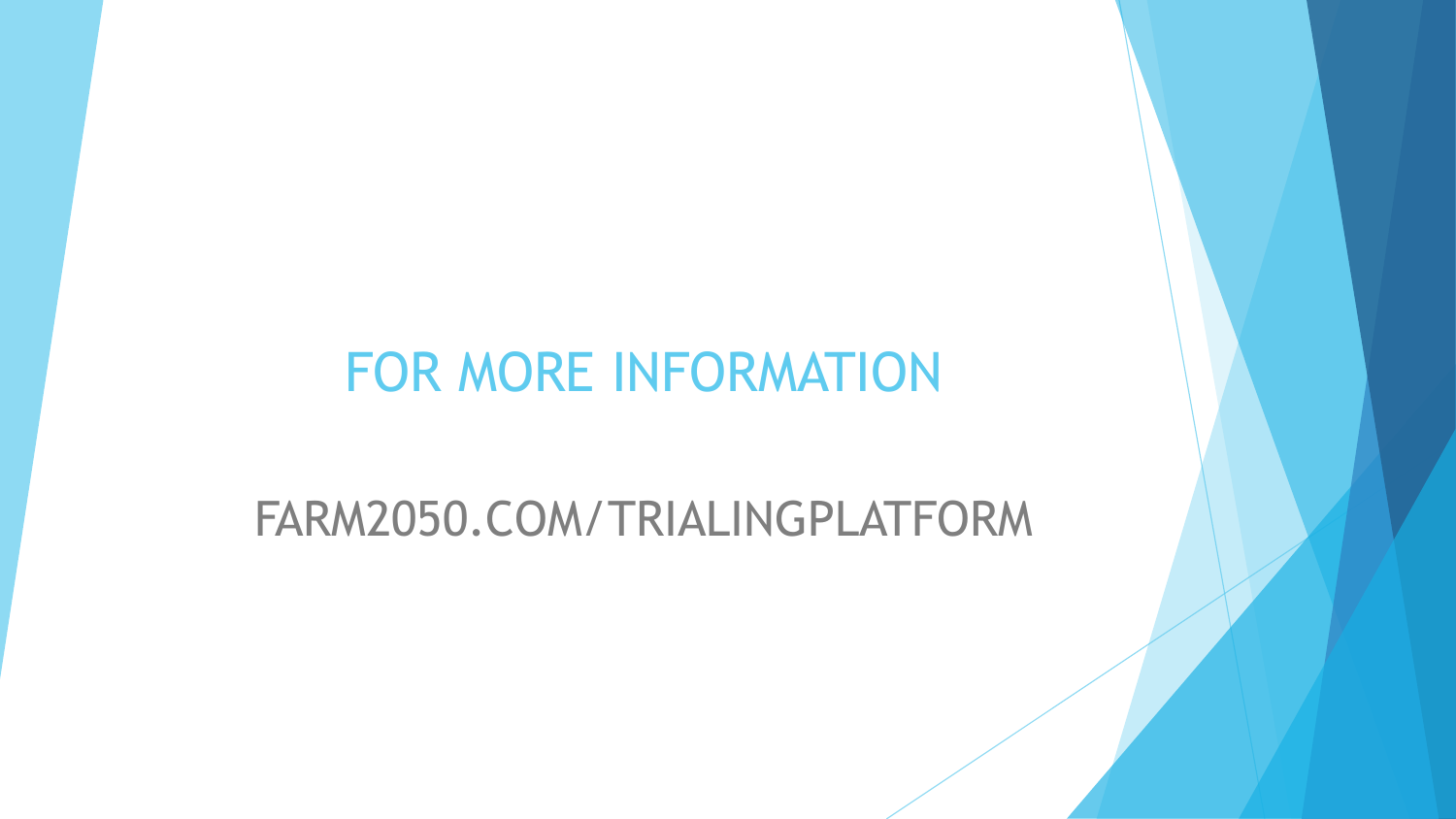# FOR MORE INFORMATION

FARM2050.COM/TRIALINGPLATFORM